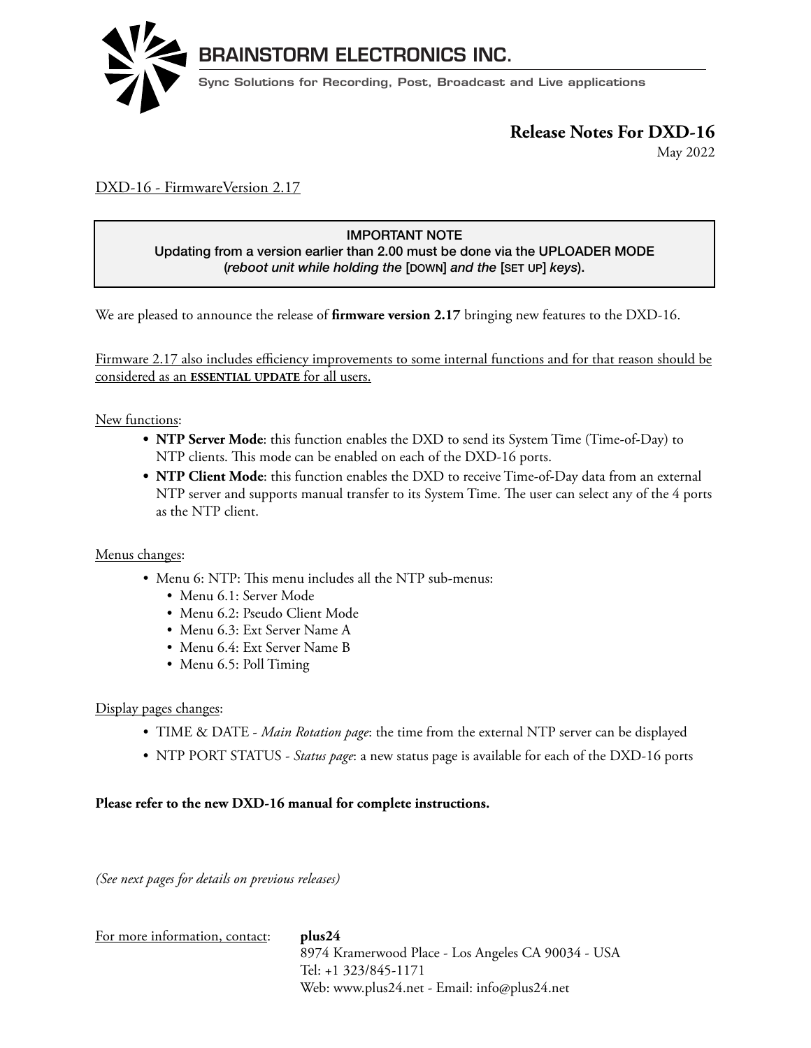# BRAINSTORM ELECTRONICS INC.

Sync Solutions for Recording, Post, Broadcast and Live applications

## Release Notes For DXD-16

May 2022

DXD-16 - FirmwareVersion 2.17

> **IMPORTANT NOTE**
> Updating from a version earlier than 2.00 must be done via the UPLOADER MODE
> (*reboot unit while holding the* [DOWN] *and the* [SET UP] *keys*).

We are pleased to announce the release of **firmware version 2.17** bringing new features to the DXD-16.

Firmware 2.17 also includes efficiency improvements to some internal functions and for that reason should be considered as an **ESSENTIAL UPDATE** for all users.

New functions:

- **NTP Server Mode**: this function enables the DXD to send its System Time (Time-of-Day) to NTP clients. This mode can be enabled on each of the DXD-16 ports.
- **NTP Client Mode**: this function enables the DXD to receive Time-of-Day data from an external NTP server and supports manual transfer to its System Time. The user can select any of the 4 ports as the NTP client.

Menus changes:

- Menu 6: NTP: This menu includes all the NTP sub-menus:
  - Menu 6.1: Server Mode
  - Menu 6.2: Pseudo Client Mode
  - Menu 6.3: Ext Server Name A
  - Menu 6.4: Ext Server Name B
  - Menu 6.5: Poll Timing

Display pages changes:

- TIME & DATE - *Main Rotation page*: the time from the external NTP server can be displayed
- NTP PORT STATUS - *Status page*: a new status page is available for each of the DXD-16 ports

**Please refer to the new DXD-16 manual for complete instructions.**

*(See next pages for details on previous releases)*

For more information, contact: **plus24**
8974 Kramerwood Place - Los Angeles CA 90034 - USA
Tel: +1 323/845-1171
Web: www.plus24.net - Email: info@plus24.net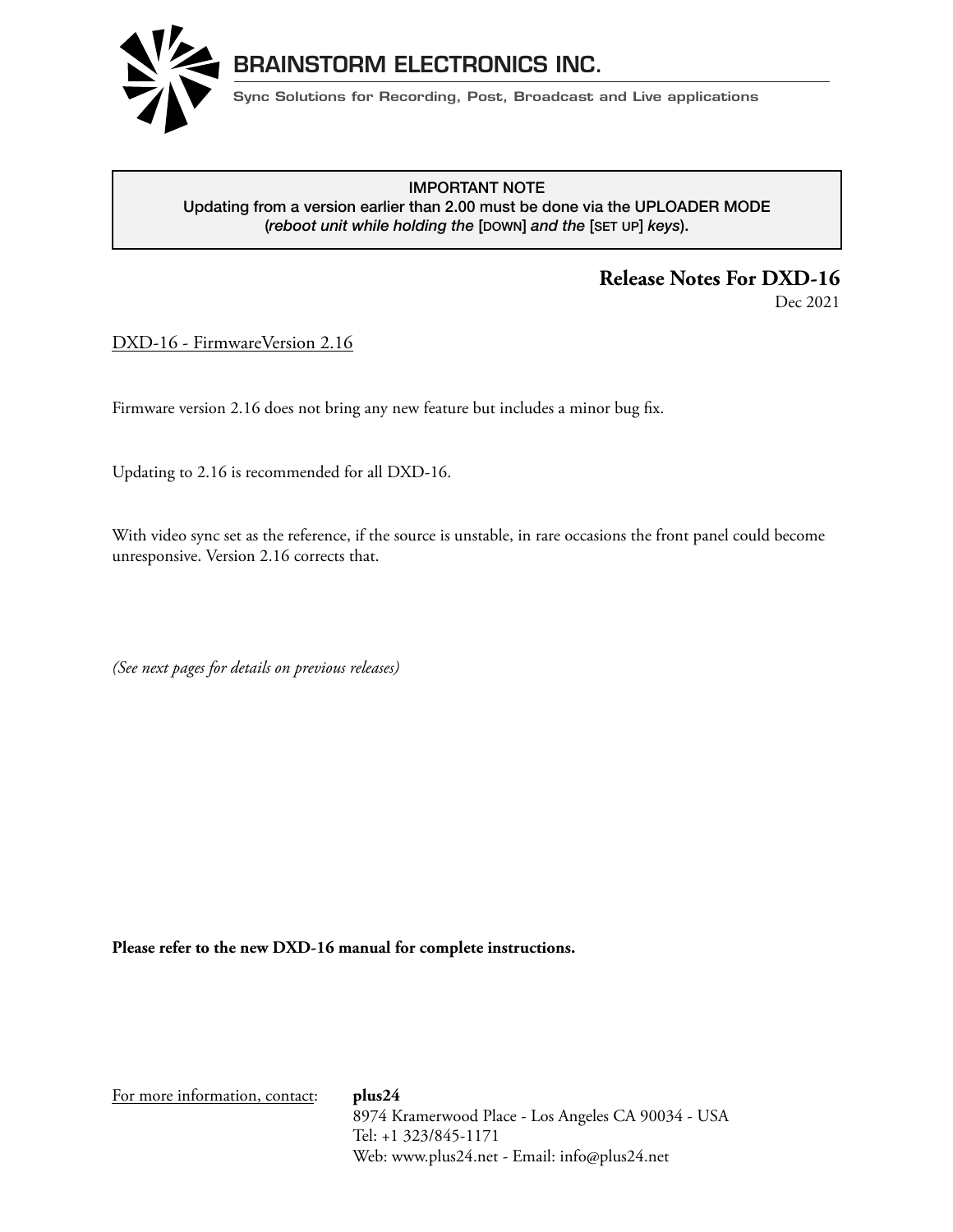# BRAINSTORM ELECTRONICS INC.

Sync Solutions for Recording, Post, Broadcast and Live applications

**IMPORTANT NOTE**
**Updating from a version earlier than 2.00 must be done via the UPLOADER MODE**
**(*reboot unit while holding the* [DOWN] *and the* [SET UP] *keys*).**

## Release Notes For DXD-16

Dec 2021

DXD-16 - FirmwareVersion 2.16

Firmware version 2.16 does not bring any new feature but includes a minor bug fix.

Updating to 2.16 is recommended for all DXD-16.

With video sync set as the reference, if the source is unstable, in rare occasions the front panel could become unresponsive. Version 2.16 corrects that.

*(See next pages for details on previous releases)*

**Please refer to the new DXD-16 manual for complete instructions.**

For more information, contact: **plus24**
8974 Kramerwood Place - Los Angeles CA 90034 - USA
Tel: +1 323/845-1171
Web: www.plus24.net - Email: info@plus24.net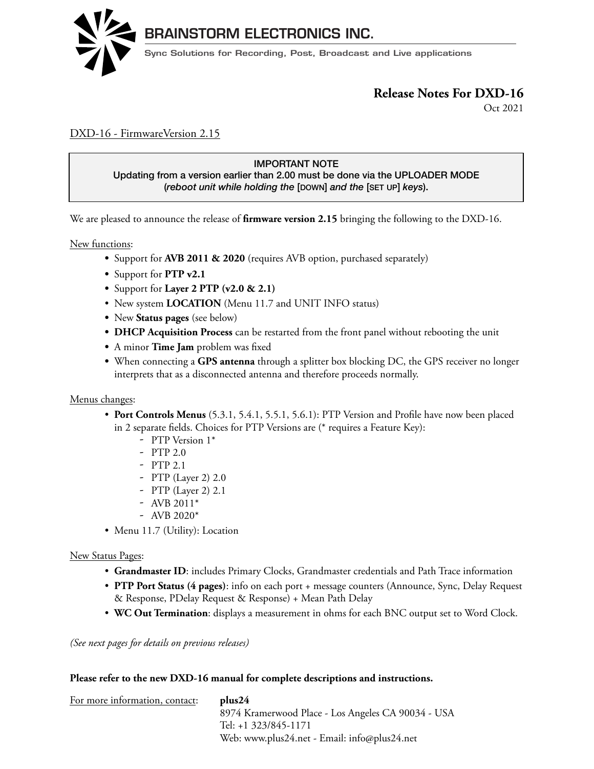# BRAINSTORM ELECTRONICS INC.

Sync Solutions for Recording, Post, Broadcast and Live applications

## Release Notes For DXD-16

Oct 2021

DXD-16 - FirmwareVersion 2.15

> **IMPORTANT NOTE**
> Updating from a version earlier than 2.00 must be done via the UPLOADER MODE
> (*reboot unit while holding the* [DOWN] *and the* [SET UP] *keys*).

We are pleased to announce the release of **firmware version 2.15** bringing the following to the DXD-16.

New functions:

- Support for **AVB 2011 & 2020** (requires AVB option, purchased separately)
- Support for **PTP v2.1**
- Support for **Layer 2 PTP (v2.0 & 2.1)**
- New system **LOCATION** (Menu 11.7 and UNIT INFO status)
- New **Status pages** (see below)
- **DHCP Acquisition Process** can be restarted from the front panel without rebooting the unit
- A minor **Time Jam** problem was fixed
- When connecting a **GPS antenna** through a splitter box blocking DC, the GPS receiver no longer interprets that as a disconnected antenna and therefore proceeds normally.

Menus changes:

- **Port Controls Menus** (5.3.1, 5.4.1, 5.5.1, 5.6.1): PTP Version and Profile have now been placed in 2 separate fields. Choices for PTP Versions are (* requires a Feature Key):
  - PTP Version 1*
  - PTP 2.0
  - PTP 2.1
  - PTP (Layer 2) 2.0
  - PTP (Layer 2) 2.1
  - AVB 2011*
  - AVB 2020*
- Menu 11.7 (Utility): Location

New Status Pages:

- **Grandmaster ID**: includes Primary Clocks, Grandmaster credentials and Path Trace information
- **PTP Port Status (4 pages)**: info on each port + message counters (Announce, Sync, Delay Request & Response, PDelay Request & Response) + Mean Path Delay
- **WC Out Termination**: displays a measurement in ohms for each BNC output set to Word Clock.

*(See next pages for details on previous releases)*

**Please refer to the new DXD-16 manual for complete descriptions and instructions.**

For more information, contact: **plus24**
8974 Kramerwood Place - Los Angeles CA 90034 - USA
Tel: +1 323/845-1171
Web: www.plus24.net - Email: info@plus24.net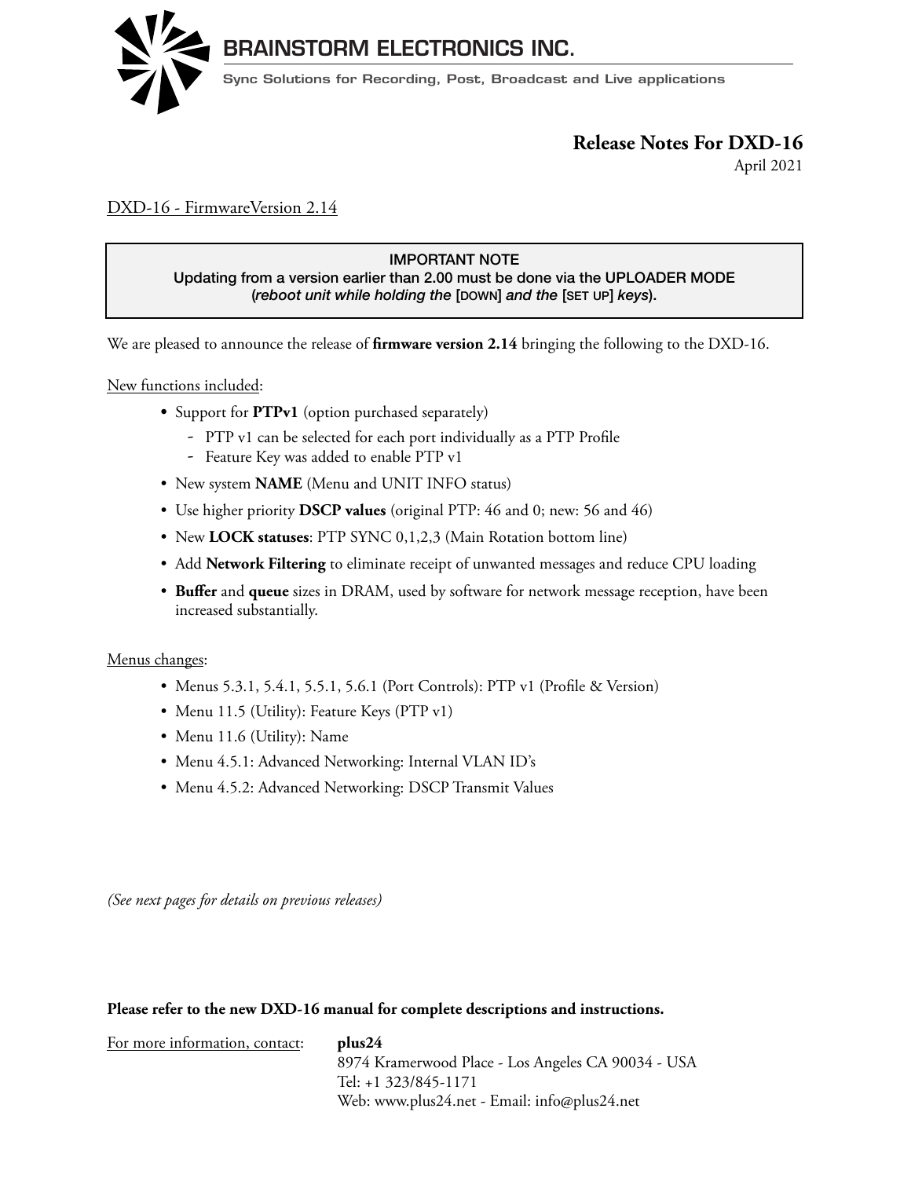# BRAINSTORM ELECTRONICS INC.

Sync Solutions for Recording, Post, Broadcast and Live applications

## Release Notes For DXD-16

April 2021

DXD-16 - FirmwareVersion 2.14

> **IMPORTANT NOTE**
> Updating from a version earlier than 2.00 must be done via the UPLOADER MODE (*reboot unit while holding the* [DOWN] *and the* [SET UP] *keys*).

We are pleased to announce the release of **firmware version 2.14** bringing the following to the DXD-16.

New functions included:

- Support for **PTPv1** (option purchased separately)
  - PTP v1 can be selected for each port individually as a PTP Profile
  - Feature Key was added to enable PTP v1
- New system **NAME** (Menu and UNIT INFO status)
- Use higher priority **DSCP values** (original PTP: 46 and 0; new: 56 and 46)
- New **LOCK statuses**: PTP SYNC 0,1,2,3 (Main Rotation bottom line)
- Add **Network Filtering** to eliminate receipt of unwanted messages and reduce CPU loading
- **Buffer** and **queue** sizes in DRAM, used by software for network message reception, have been increased substantially.

Menus changes:

- Menus 5.3.1, 5.4.1, 5.5.1, 5.6.1 (Port Controls): PTP v1 (Profile & Version)
- Menu 11.5 (Utility): Feature Keys (PTP v1)
- Menu 11.6 (Utility): Name
- Menu 4.5.1: Advanced Networking: Internal VLAN ID's
- Menu 4.5.2: Advanced Networking: DSCP Transmit Values

*(See next pages for details on previous releases)*

**Please refer to the new DXD-16 manual for complete descriptions and instructions.**

For more information, contact: **plus24**
8974 Kramerwood Place - Los Angeles CA 90034 - USA
Tel: +1 323/845-1171
Web: www.plus24.net - Email: info@plus24.net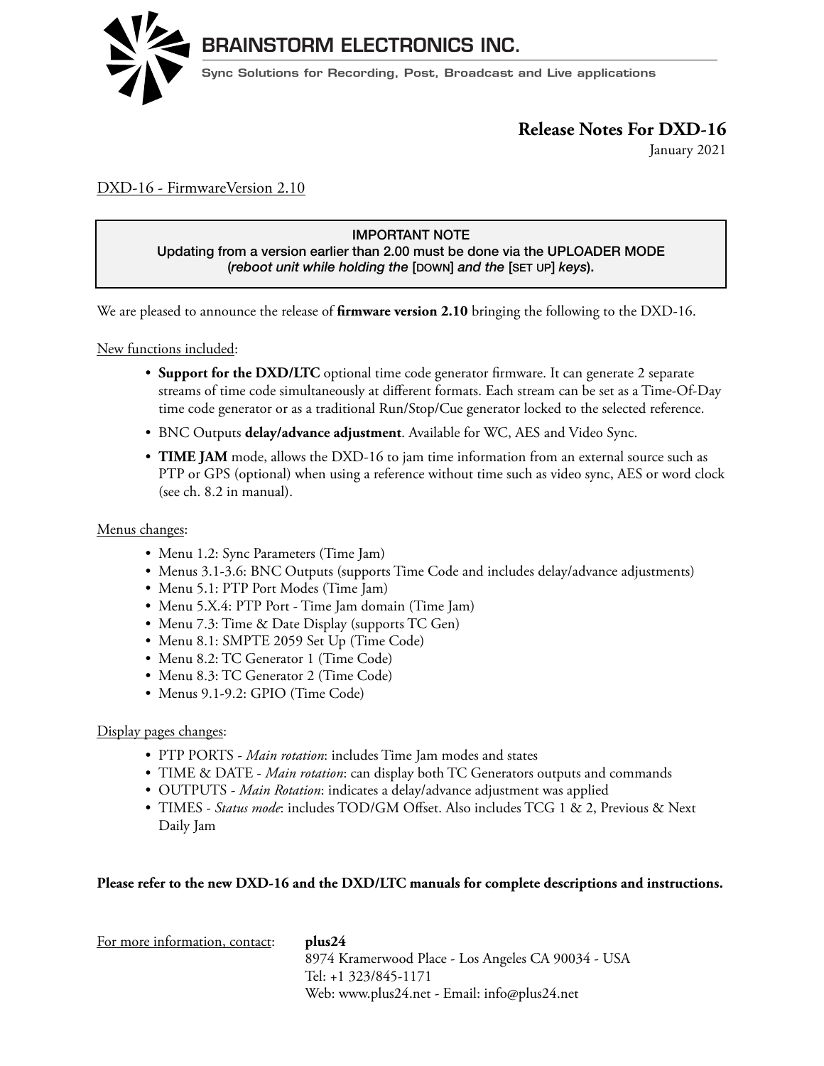# BRAINSTORM ELECTRONICS INC.

Sync Solutions for Recording, Post, Broadcast and Live applications

## Release Notes For DXD-16

January 2021

DXD-16 - FirmwareVersion 2.10

> **IMPORTANT NOTE**
> Updating from a version earlier than 2.00 must be done via the UPLOADER MODE
> (*reboot unit while holding the* [DOWN] *and the* [SET UP] *keys*).

We are pleased to announce the release of **firmware version 2.10** bringing the following to the DXD-16.

New functions included:

- **Support for the DXD/LTC** optional time code generator firmware. It can generate 2 separate streams of time code simultaneously at different formats. Each stream can be set as a Time-Of-Day time code generator or as a traditional Run/Stop/Cue generator locked to the selected reference.
- BNC Outputs **delay/advance adjustment**. Available for WC, AES and Video Sync.
- **TIME JAM** mode, allows the DXD-16 to jam time information from an external source such as PTP or GPS (optional) when using a reference without time such as video sync, AES or word clock (see ch. 8.2 in manual).

Menus changes:

- Menu 1.2: Sync Parameters (Time Jam)
- Menus 3.1-3.6: BNC Outputs (supports Time Code and includes delay/advance adjustments)
- Menu 5.1: PTP Port Modes (Time Jam)
- Menu 5.X.4: PTP Port - Time Jam domain (Time Jam)
- Menu 7.3: Time & Date Display (supports TC Gen)
- Menu 8.1: SMPTE 2059 Set Up (Time Code)
- Menu 8.2: TC Generator 1 (Time Code)
- Menu 8.3: TC Generator 2 (Time Code)
- Menus 9.1-9.2: GPIO (Time Code)

Display pages changes:

- PTP PORTS - *Main rotation*: includes Time Jam modes and states
- TIME & DATE - *Main rotation*: can display both TC Generators outputs and commands
- OUTPUTS - *Main Rotation*: indicates a delay/advance adjustment was applied
- TIMES - *Status mode*: includes TOD/GM Offset. Also includes TCG 1 & 2, Previous & Next Daily Jam

**Please refer to the new DXD-16 and the DXD/LTC manuals for complete descriptions and instructions.**

For more information, contact: **plus24**
8974 Kramerwood Place - Los Angeles CA 90034 - USA
Tel: +1 323/845-1171
Web: www.plus24.net - Email: info@plus24.net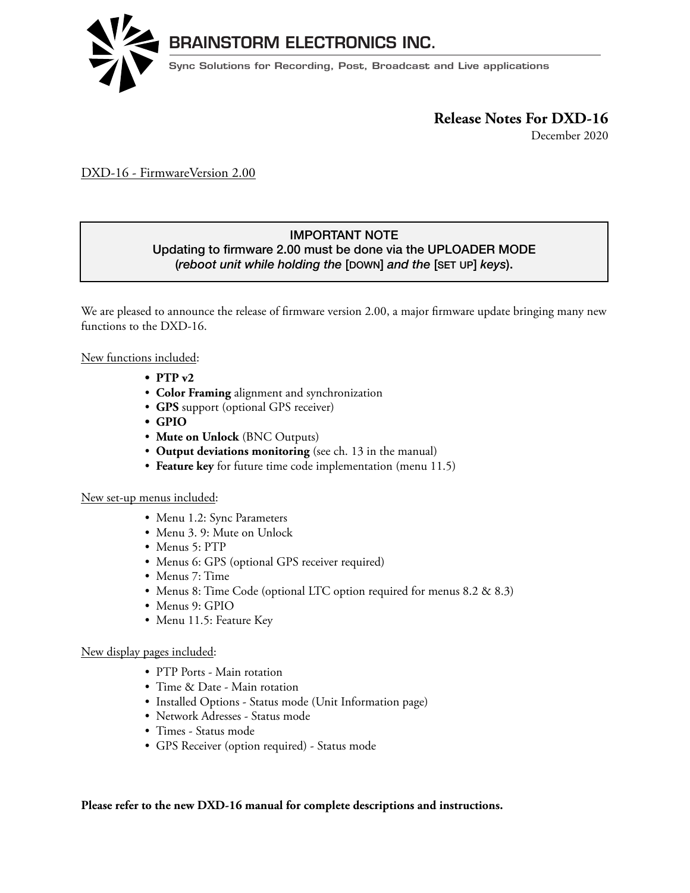# BRAINSTORM ELECTRONICS INC.

Sync Solutions for Recording, Post, Broadcast and Live applications

## Release Notes For DXD-16

December 2020

DXD-16 - FirmwareVersion 2.00

> **IMPORTANT NOTE**
> **Updating to firmware 2.00 must be done via the UPLOADER MODE**
> **(*reboot unit while holding the* [DOWN] *and the* [SET UP] *keys*).**

We are pleased to announce the release of firmware version 2.00, a major firmware update bringing many new functions to the DXD-16.

New functions included:

- **PTP v2**
- **Color Framing** alignment and synchronization
- **GPS** support (optional GPS receiver)
- **GPIO**
- **Mute on Unlock** (BNC Outputs)
- **Output deviations monitoring** (see ch. 13 in the manual)
- **Feature key** for future time code implementation (menu 11.5)

New set-up menus included:

- Menu 1.2: Sync Parameters
- Menu 3. 9: Mute on Unlock
- Menus 5: PTP
- Menus 6: GPS (optional GPS receiver required)
- Menus 7: Time
- Menus 8: Time Code (optional LTC option required for menus 8.2 & 8.3)
- Menus 9: GPIO
- Menu 11.5: Feature Key

New display pages included:

- PTP Ports - Main rotation
- Time & Date - Main rotation
- Installed Options - Status mode (Unit Information page)
- Network Adresses - Status mode
- Times - Status mode
- GPS Receiver (option required) - Status mode

**Please refer to the new DXD-16 manual for complete descriptions and instructions.**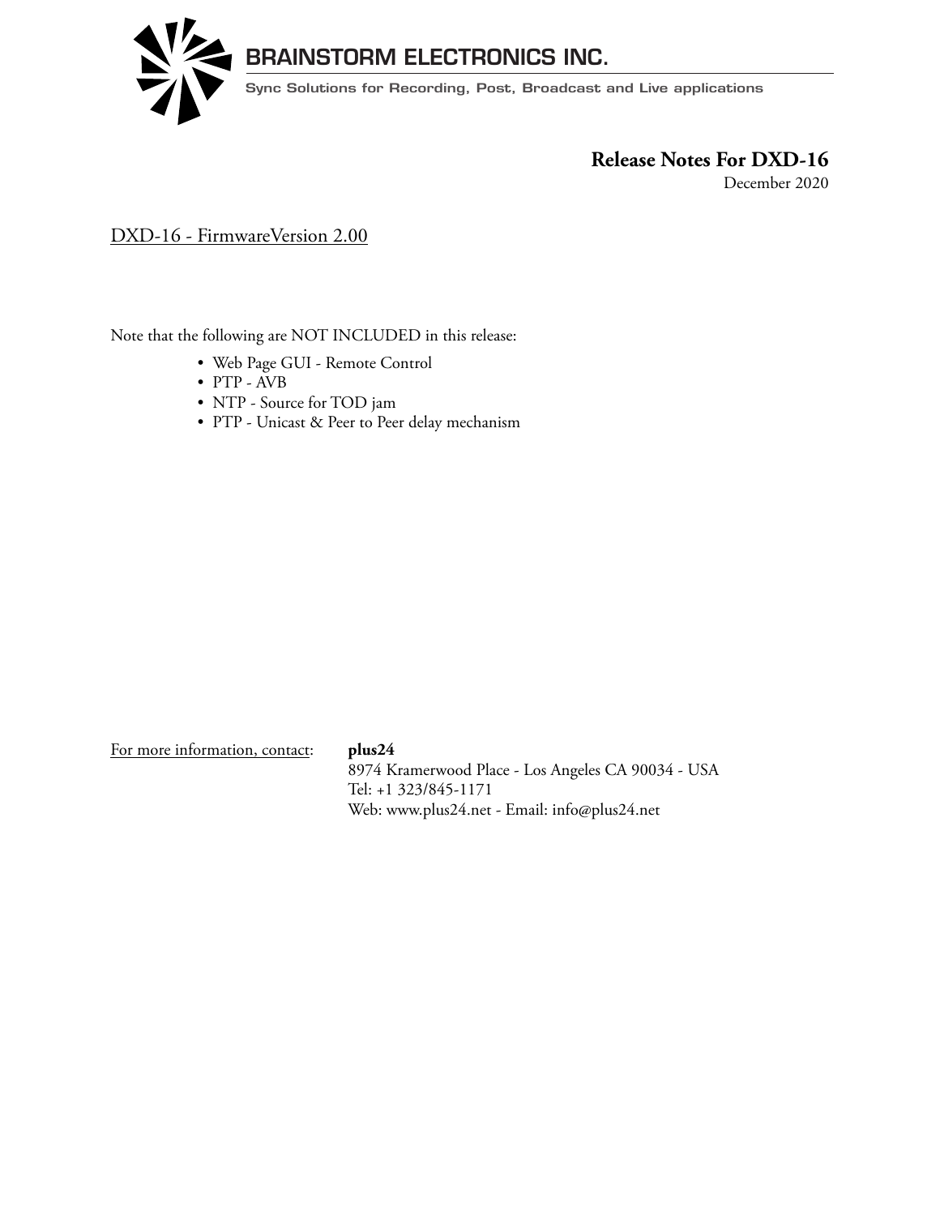# BRAINSTORM ELECTRONICS INC.

Sync Solutions for Recording, Post, Broadcast and Live applications

## Release Notes For DXD-16

December 2020

DXD-16 - FirmwareVersion 2.00

Note that the following are NOT INCLUDED in this release:

- Web Page GUI - Remote Control
- PTP - AVB
- NTP - Source for TOD jam
- PTP - Unicast & Peer to Peer delay mechanism

For more information, contact: **plus24**
8974 Kramerwood Place - Los Angeles CA 90034 - USA
Tel: +1 323/845-1171
Web: www.plus24.net - Email: info@plus24.net